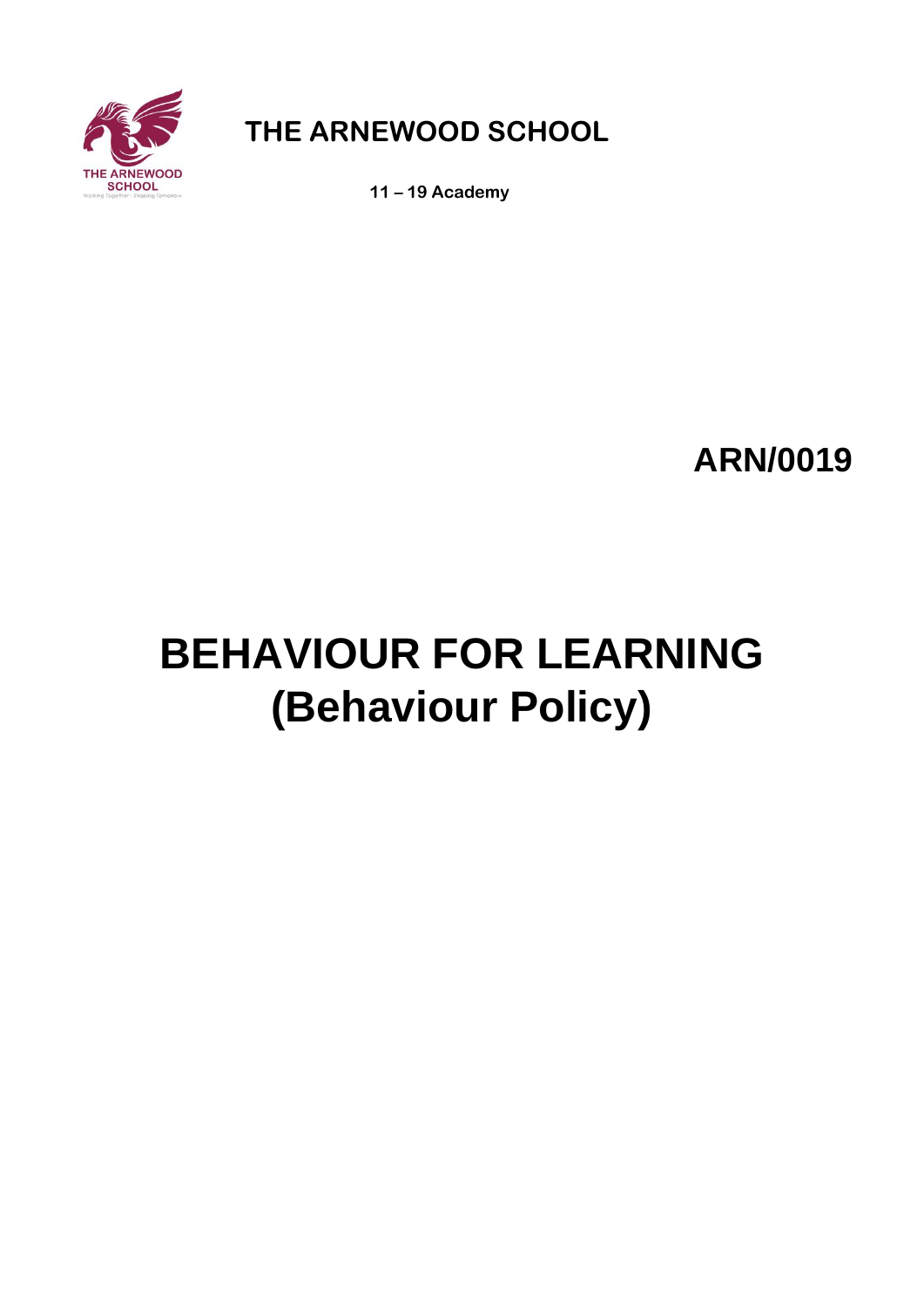# THE ARNEWOOD SCHOOL

**11 – 19 Academy**

**ARN/0019**

# BEHAVIOUR FOR LEARNING
# (Behaviour Policy)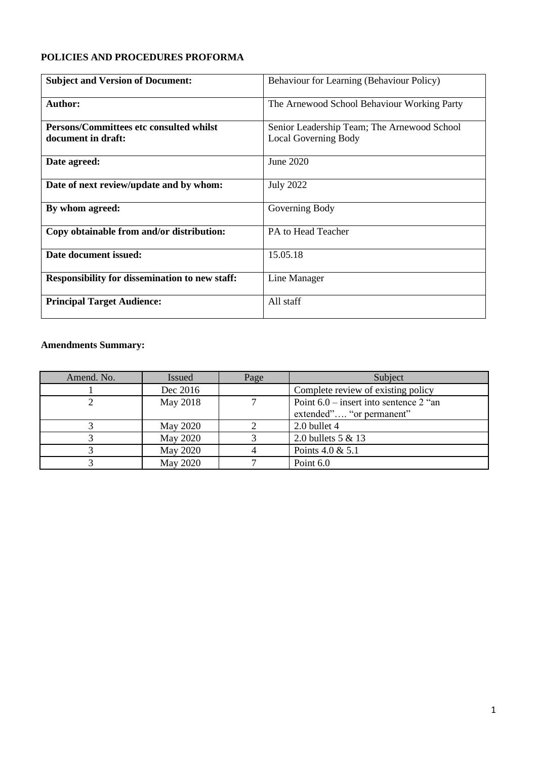**POLICIES AND PROCEDURES PROFORMA**

| **Subject and Version of Document:** | Behaviour for Learning (Behaviour Policy) |
|---|---|
| **Author:** | The Arnewood School Behaviour Working Party |
| **Persons/Committees etc consulted whilst document in draft:** | Senior Leadership Team; The Arnewood School Local Governing Body |
| **Date agreed:** | June 2020 |
| **Date of next review/update and by whom:** | July 2022 |
| **By whom agreed:** | Governing Body |
| **Copy obtainable from and/or distribution:** | PA to Head Teacher |
| **Date document issued:** | 15.05.18 |
| **Responsibility for dissemination to new staff:** | Line Manager |
| **Principal Target Audience:** | All staff |

**Amendments Summary:**

| Amend. No. | Issued | Page | Subject |
|---|---|---|---|
| 1 | Dec 2016 | | Complete review of existing policy |
| 2 | May 2018 | 7 | Point 6.0 – insert into sentence 2 "an extended"…. "or permanent" |
| 3 | May 2020 | 2 | 2.0 bullet 4 |
| 3 | May 2020 | 3 | 2.0 bullets 5 & 13 |
| 3 | May 2020 | 4 | Points 4.0 & 5.1 |
| 3 | May 2020 | 7 | Point 6.0 |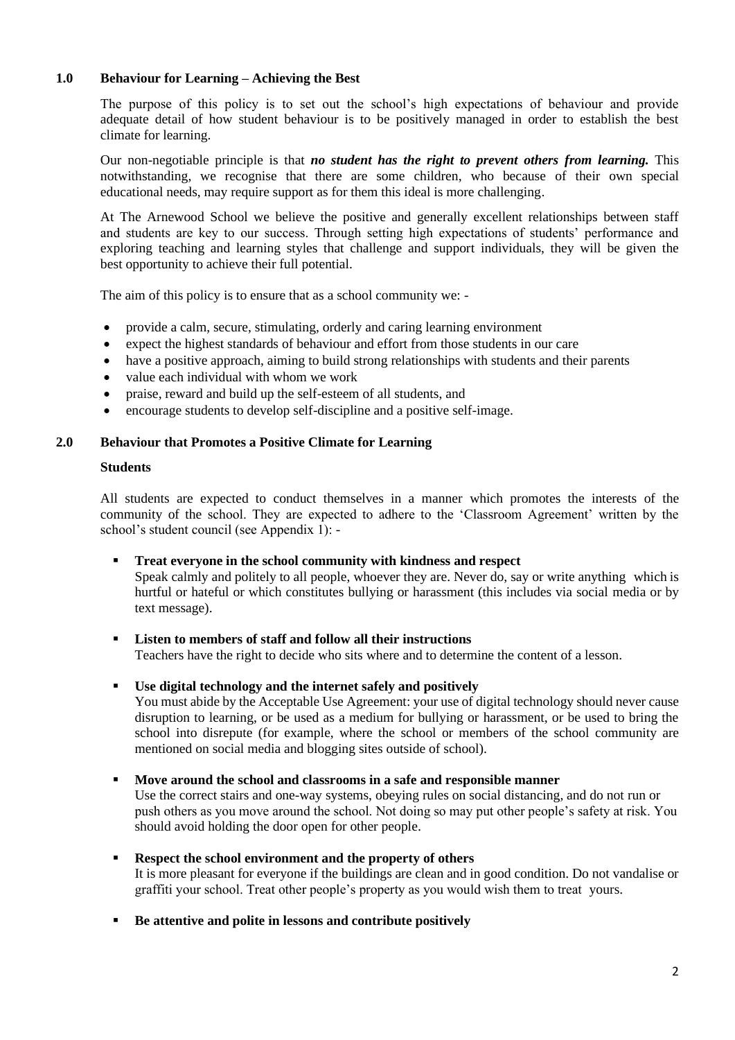## 1.0 Behaviour for Learning – Achieving the Best

The purpose of this policy is to set out the school's high expectations of behaviour and provide adequate detail of how student behaviour is to be positively managed in order to establish the best climate for learning.

Our non-negotiable principle is that ***no student has the right to prevent others from learning.*** This notwithstanding, we recognise that there are some children, who because of their own special educational needs, may require support as for them this ideal is more challenging.

At The Arnewood School we believe the positive and generally excellent relationships between staff and students are key to our success. Through setting high expectations of students' performance and exploring teaching and learning styles that challenge and support individuals, they will be given the best opportunity to achieve their full potential.

The aim of this policy is to ensure that as a school community we: -

- provide a calm, secure, stimulating, orderly and caring learning environment
- expect the highest standards of behaviour and effort from those students in our care
- have a positive approach, aiming to build strong relationships with students and their parents
- value each individual with whom we work
- praise, reward and build up the self-esteem of all students, and
- encourage students to develop self-discipline and a positive self-image.

## 2.0 Behaviour that Promotes a Positive Climate for Learning

### Students

All students are expected to conduct themselves in a manner which promotes the interests of the community of the school. They are expected to adhere to the 'Classroom Agreement' written by the school's student council (see Appendix 1): -

- **Treat everyone in the school community with kindness and respect**
  Speak calmly and politely to all people, whoever they are. Never do, say or write anything which is hurtful or hateful or which constitutes bullying or harassment (this includes via social media or by text message).

- **Listen to members of staff and follow all their instructions**
  Teachers have the right to decide who sits where and to determine the content of a lesson.

- **Use digital technology and the internet safely and positively**
  You must abide by the Acceptable Use Agreement: your use of digital technology should never cause disruption to learning, or be used as a medium for bullying or harassment, or be used to bring the school into disrepute (for example, where the school or members of the school community are mentioned on social media and blogging sites outside of school).

- **Move around the school and classrooms in a safe and responsible manner**
  Use the correct stairs and one-way systems, obeying rules on social distancing, and do not run or push others as you move around the school. Not doing so may put other people's safety at risk. You should avoid holding the door open for other people.

- **Respect the school environment and the property of others**
  It is more pleasant for everyone if the buildings are clean and in good condition. Do not vandalise or graffiti your school. Treat other people's property as you would wish them to treat yours.

- **Be attentive and polite in lessons and contribute positively**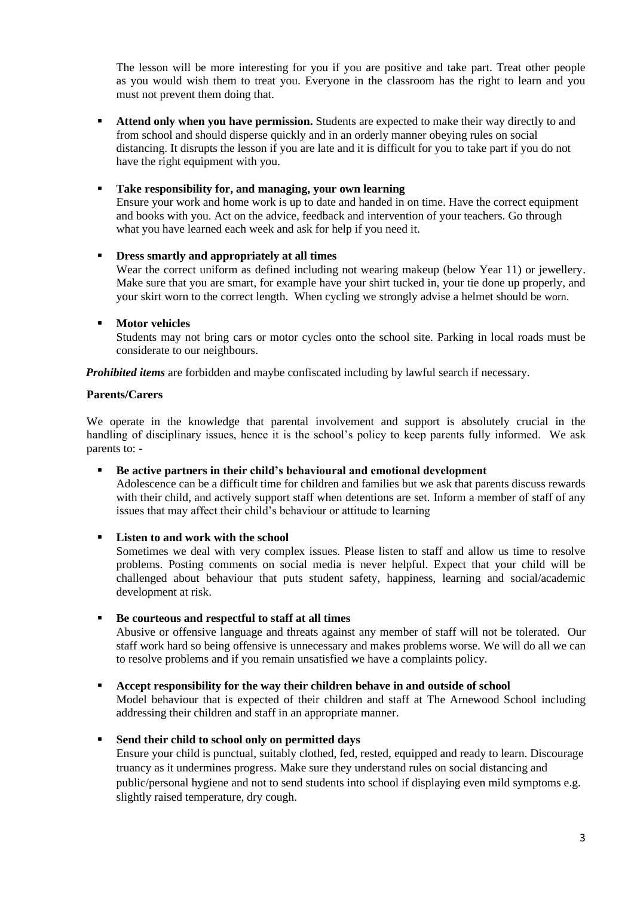The lesson will be more interesting for you if you are positive and take part. Treat other people as you would wish them to treat you. Everyone in the classroom has the right to learn and you must not prevent them doing that.

- **Attend only when you have permission.** Students are expected to make their way directly to and from school and should disperse quickly and in an orderly manner obeying rules on social distancing. It disrupts the lesson if you are late and it is difficult for you to take part if you do not have the right equipment with you.

- **Take responsibility for, and managing, your own learning**
  Ensure your work and home work is up to date and handed in on time. Have the correct equipment and books with you. Act on the advice, feedback and intervention of your teachers. Go through what you have learned each week and ask for help if you need it.

- **Dress smartly and appropriately at all times**
  Wear the correct uniform as defined including not wearing makeup (below Year 11) or jewellery. Make sure that you are smart, for example have your shirt tucked in, your tie done up properly, and your skirt worn to the correct length. When cycling we strongly advise a helmet should be worn.

- **Motor vehicles**
  Students may not bring cars or motor cycles onto the school site. Parking in local roads must be considerate to our neighbours.

***Prohibited items*** are forbidden and maybe confiscated including by lawful search if necessary.

**Parents/Carers**

We operate in the knowledge that parental involvement and support is absolutely crucial in the handling of disciplinary issues, hence it is the school's policy to keep parents fully informed. We ask parents to: -

- **Be active partners in their child's behavioural and emotional development**
  Adolescence can be a difficult time for children and families but we ask that parents discuss rewards with their child, and actively support staff when detentions are set. Inform a member of staff of any issues that may affect their child's behaviour or attitude to learning

- **Listen to and work with the school**
  Sometimes we deal with very complex issues. Please listen to staff and allow us time to resolve problems. Posting comments on social media is never helpful. Expect that your child will be challenged about behaviour that puts student safety, happiness, learning and social/academic development at risk.

- **Be courteous and respectful to staff at all times**
  Abusive or offensive language and threats against any member of staff will not be tolerated. Our staff work hard so being offensive is unnecessary and makes problems worse. We will do all we can to resolve problems and if you remain unsatisfied we have a complaints policy.

- **Accept responsibility for the way their children behave in and outside of school**
  Model behaviour that is expected of their children and staff at The Arnewood School including addressing their children and staff in an appropriate manner.

- **Send their child to school only on permitted days**
  Ensure your child is punctual, suitably clothed, fed, rested, equipped and ready to learn. Discourage truancy as it undermines progress. Make sure they understand rules on social distancing and public/personal hygiene and not to send students into school if displaying even mild symptoms e.g. slightly raised temperature, dry cough.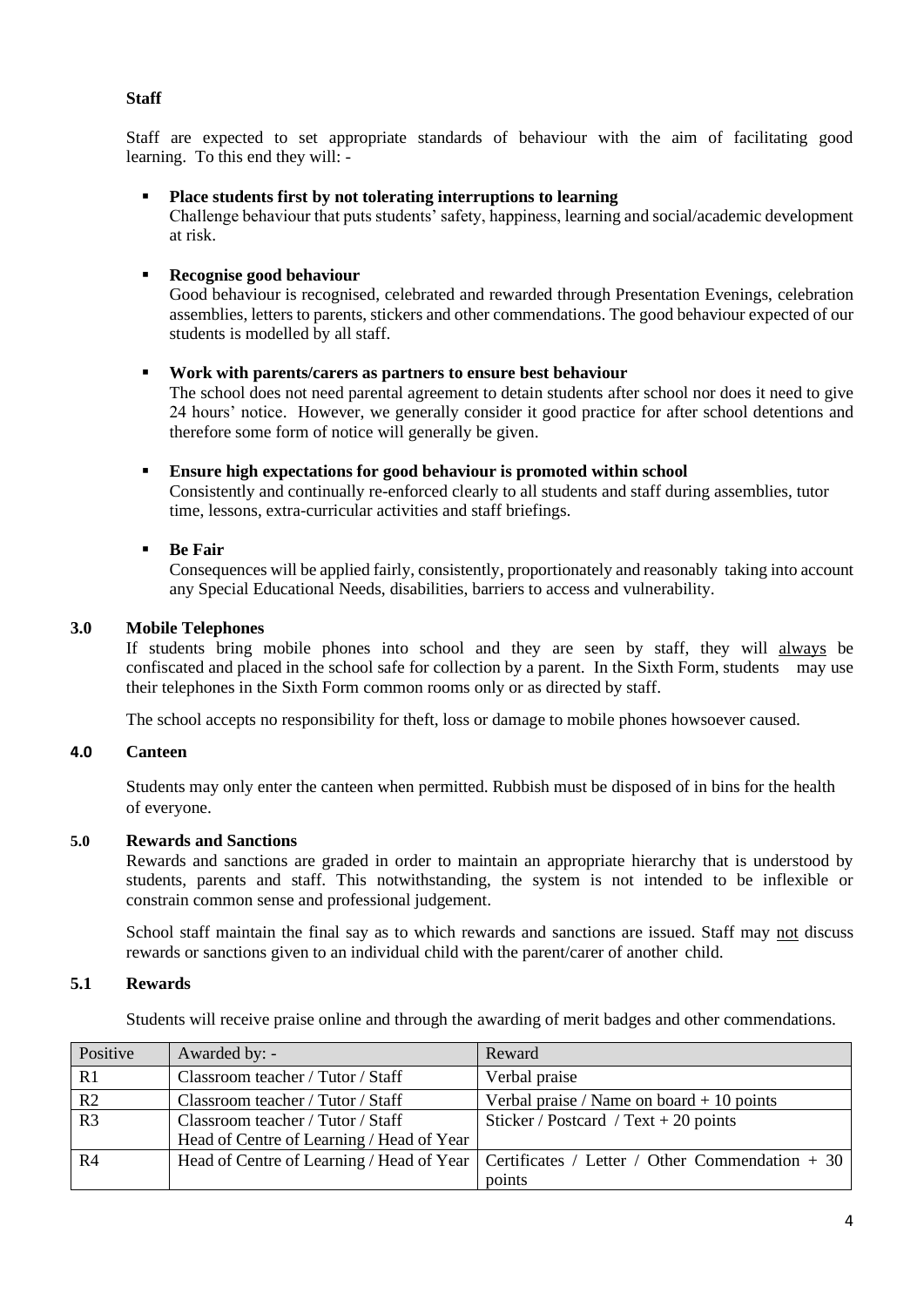**Staff**

Staff are expected to set appropriate standards of behaviour with the aim of facilitating good learning. To this end they will: -

- **Place students first by not tolerating interruptions to learning**
  Challenge behaviour that puts students' safety, happiness, learning and social/academic development at risk.

- **Recognise good behaviour**
  Good behaviour is recognised, celebrated and rewarded through Presentation Evenings, celebration assemblies, letters to parents, stickers and other commendations. The good behaviour expected of our students is modelled by all staff.

- **Work with parents/carers as partners to ensure best behaviour**
  The school does not need parental agreement to detain students after school nor does it need to give 24 hours' notice. However, we generally consider it good practice for after school detentions and therefore some form of notice will generally be given.

- **Ensure high expectations for good behaviour is promoted within school**
  Consistently and continually re-enforced clearly to all students and staff during assemblies, tutor time, lessons, extra-curricular activities and staff briefings.

- **Be Fair**
  Consequences will be applied fairly, consistently, proportionately and reasonably taking into account any Special Educational Needs, disabilities, barriers to access and vulnerability.

## 3.0 Mobile Telephones

If students bring mobile phones into school and they are seen by staff, they will always be confiscated and placed in the school safe for collection by a parent. In the Sixth Form, students may use their telephones in the Sixth Form common rooms only or as directed by staff.

The school accepts no responsibility for theft, loss or damage to mobile phones howsoever caused.

## 4.0 Canteen

Students may only enter the canteen when permitted. Rubbish must be disposed of in bins for the health of everyone.

## 5.0 Rewards and Sanctions

Rewards and sanctions are graded in order to maintain an appropriate hierarchy that is understood by students, parents and staff. This notwithstanding, the system is not intended to be inflexible or constrain common sense and professional judgement.

School staff maintain the final say as to which rewards and sanctions are issued. Staff may not discuss rewards or sanctions given to an individual child with the parent/carer of another child.

### 5.1 Rewards

Students will receive praise online and through the awarding of merit badges and other commendations.

| Positive | Awarded by: - | Reward |
|---|---|---|
| R1 | Classroom teacher / Tutor / Staff | Verbal praise |
| R2 | Classroom teacher / Tutor / Staff | Verbal praise / Name on board + 10 points |
| R3 | Classroom teacher / Tutor / Staff<br>Head of Centre of Learning / Head of Year | Sticker / Postcard / Text + 20 points |
| R4 | Head of Centre of Learning / Head of Year | Certificates / Letter / Other Commendation + 30 points |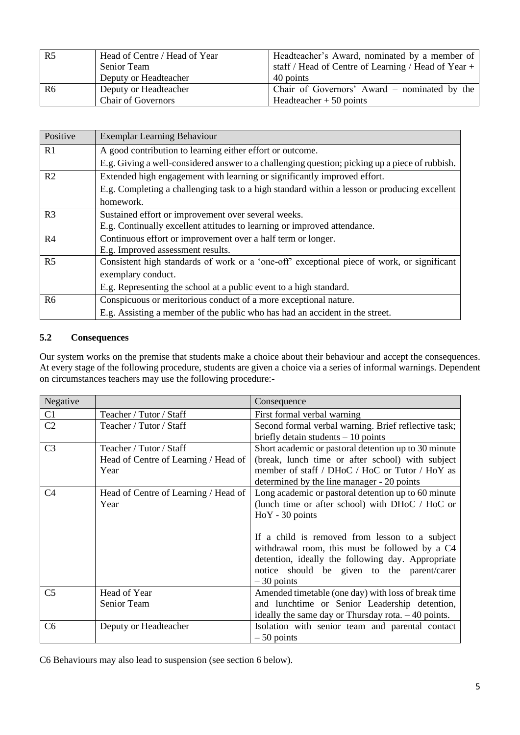| R5 | Head of Centre / Head of Year<br>Senior Team<br>Deputy or Headteacher | Headteacher's Award, nominated by a member of staff / Head of Centre of Learning / Head of Year + 40 points |
|---|---|---|
| R6 | Deputy or Headteacher<br>Chair of Governors | Chair of Governors' Award – nominated by the Headteacher + 50 points |

| Positive | Exemplar Learning Behaviour |
|---|---|
| R1 | A good contribution to learning either effort or outcome.<br>E.g. Giving a well-considered answer to a challenging question; picking up a piece of rubbish. |
| R2 | Extended high engagement with learning or significantly improved effort.<br>E.g. Completing a challenging task to a high standard within a lesson or producing excellent homework. |
| R3 | Sustained effort or improvement over several weeks.<br>E.g. Continually excellent attitudes to learning or improved attendance. |
| R4 | Continuous effort or improvement over a half term or longer.<br>E.g. Improved assessment results. |
| R5 | Consistent high standards of work or a 'one-off' exceptional piece of work, or significant exemplary conduct.<br>E.g. Representing the school at a public event to a high standard. |
| R6 | Conspicuous or meritorious conduct of a more exceptional nature.<br>E.g. Assisting a member of the public who has had an accident in the street. |

### 5.2 Consequences

Our system works on the premise that students make a choice about their behaviour and accept the consequences. At every stage of the following procedure, students are given a choice via a series of informal warnings. Dependent on circumstances teachers may use the following procedure:-

| Negative | | Consequence |
|---|---|---|
| C1 | Teacher / Tutor / Staff | First formal verbal warning |
| C2 | Teacher / Tutor / Staff | Second formal verbal warning. Brief reflective task; briefly detain students – 10 points |
| C3 | Teacher / Tutor / Staff<br>Head of Centre of Learning / Head of Year | Short academic or pastoral detention up to 30 minute (break, lunch time or after school) with subject member of staff / DHoC / HoC or Tutor / HoY as determined by the line manager - 20 points |
| C4 | Head of Centre of Learning / Head of Year | Long academic or pastoral detention up to 60 minute (lunch time or after school) with DHoC / HoC or HoY - 30 points<br><br>If a child is removed from lesson to a subject withdrawal room, this must be followed by a C4 detention, ideally the following day. Appropriate notice should be given to the parent/carer – 30 points |
| C5 | Head of Year<br>Senior Team | Amended timetable (one day) with loss of break time and lunchtime or Senior Leadership detention, ideally the same day or Thursday rota. – 40 points. |
| C6 | Deputy or Headteacher | Isolation with senior team and parental contact – 50 points |

C6 Behaviours may also lead to suspension (see section 6 below).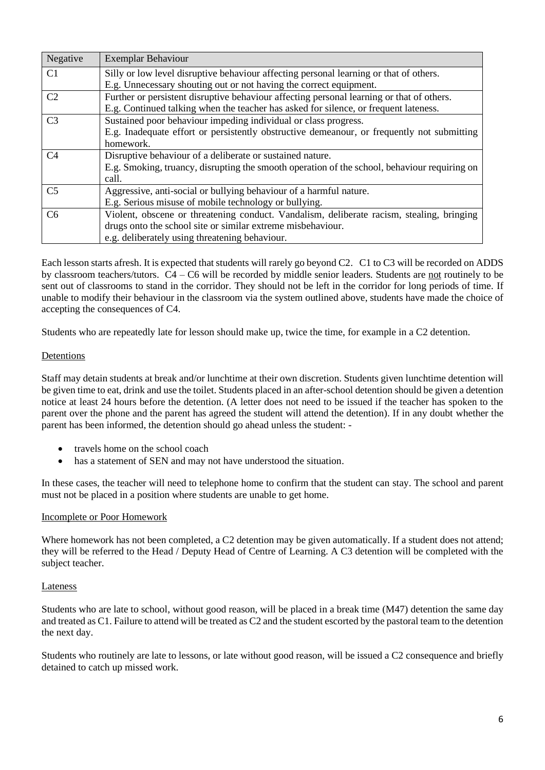| Negative | Exemplar Behaviour |
|---|---|
| C1 | Silly or low level disruptive behaviour affecting personal learning or that of others.<br>E.g. Unnecessary shouting out or not having the correct equipment. |
| C2 | Further or persistent disruptive behaviour affecting personal learning or that of others.<br>E.g. Continued talking when the teacher has asked for silence, or frequent lateness. |
| C3 | Sustained poor behaviour impeding individual or class progress.<br>E.g. Inadequate effort or persistently obstructive demeanour, or frequently not submitting homework. |
| C4 | Disruptive behaviour of a deliberate or sustained nature.<br>E.g. Smoking, truancy, disrupting the smooth operation of the school, behaviour requiring on call. |
| C5 | Aggressive, anti-social or bullying behaviour of a harmful nature.<br>E.g. Serious misuse of mobile technology or bullying. |
| C6 | Violent, obscene or threatening conduct. Vandalism, deliberate racism, stealing, bringing drugs onto the school site or similar extreme misbehaviour.<br>e.g. deliberately using threatening behaviour. |

Each lesson starts afresh. It is expected that students will rarely go beyond C2. C1 to C3 will be recorded on ADDS by classroom teachers/tutors. C4 – C6 will be recorded by middle senior leaders. Students are not routinely to be sent out of classrooms to stand in the corridor. They should not be left in the corridor for long periods of time. If unable to modify their behaviour in the classroom via the system outlined above, students have made the choice of accepting the consequences of C4.

Students who are repeatedly late for lesson should make up, twice the time, for example in a C2 detention.

Detentions

Staff may detain students at break and/or lunchtime at their own discretion. Students given lunchtime detention will be given time to eat, drink and use the toilet. Students placed in an after-school detention should be given a detention notice at least 24 hours before the detention. (A letter does not need to be issued if the teacher has spoken to the parent over the phone and the parent has agreed the student will attend the detention). If in any doubt whether the parent has been informed, the detention should go ahead unless the student: -

- travels home on the school coach
- has a statement of SEN and may not have understood the situation.

In these cases, the teacher will need to telephone home to confirm that the student can stay. The school and parent must not be placed in a position where students are unable to get home.

Incomplete or Poor Homework

Where homework has not been completed, a C2 detention may be given automatically. If a student does not attend; they will be referred to the Head / Deputy Head of Centre of Learning. A C3 detention will be completed with the subject teacher.

Lateness

Students who are late to school, without good reason, will be placed in a break time (M47) detention the same day and treated as C1. Failure to attend will be treated as C2 and the student escorted by the pastoral team to the detention the next day.

Students who routinely are late to lessons, or late without good reason, will be issued a C2 consequence and briefly detained to catch up missed work.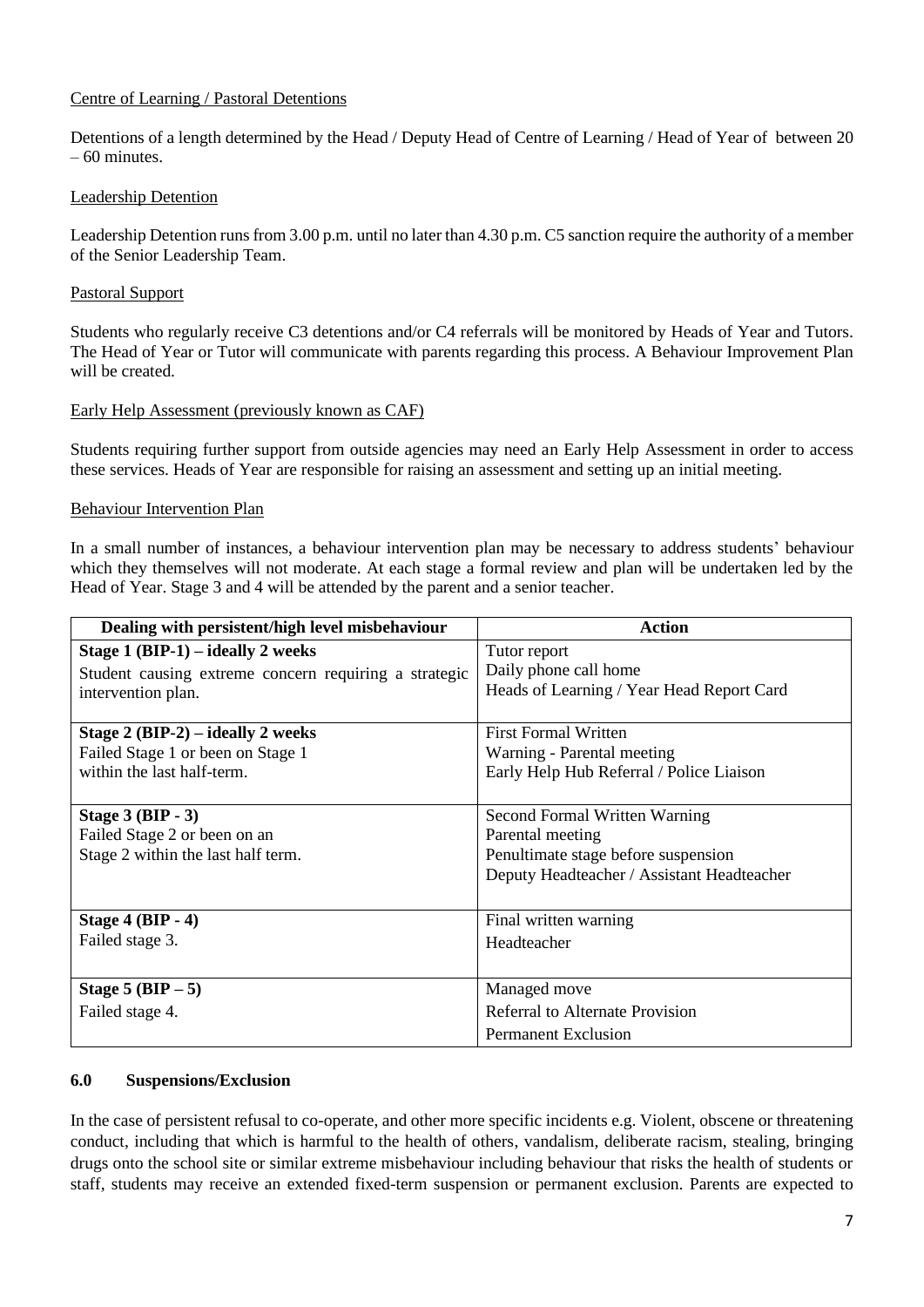Centre of Learning / Pastoral Detentions

Detentions of a length determined by the Head / Deputy Head of Centre of Learning / Head of Year of between 20 – 60 minutes.

Leadership Detention

Leadership Detention runs from 3.00 p.m. until no later than 4.30 p.m. C5 sanction require the authority of a member of the Senior Leadership Team.

Pastoral Support

Students who regularly receive C3 detentions and/or C4 referrals will be monitored by Heads of Year and Tutors. The Head of Year or Tutor will communicate with parents regarding this process. A Behaviour Improvement Plan will be created.

Early Help Assessment (previously known as CAF)

Students requiring further support from outside agencies may need an Early Help Assessment in order to access these services. Heads of Year are responsible for raising an assessment and setting up an initial meeting.

Behaviour Intervention Plan

In a small number of instances, a behaviour intervention plan may be necessary to address students' behaviour which they themselves will not moderate. At each stage a formal review and plan will be undertaken led by the Head of Year. Stage 3 and 4 will be attended by the parent and a senior teacher.

| Dealing with persistent/high level misbehaviour | Action |
|---|---|
| **Stage 1 (BIP-1) – ideally 2 weeks**<br>Student causing extreme concern requiring a strategic intervention plan. | Tutor report<br>Daily phone call home<br>Heads of Learning / Year Head Report Card |
| **Stage 2 (BIP-2) – ideally 2 weeks**<br>Failed Stage 1 or been on Stage 1 within the last half-term. | First Formal Written<br>Warning - Parental meeting<br>Early Help Hub Referral / Police Liaison |
| **Stage 3 (BIP - 3)**<br>Failed Stage 2 or been on an Stage 2 within the last half term. | Second Formal Written Warning<br>Parental meeting<br>Penultimate stage before suspension<br>Deputy Headteacher / Assistant Headteacher |
| **Stage 4 (BIP - 4)**<br>Failed stage 3. | Final written warning<br>Headteacher |
| **Stage 5 (BIP – 5)**<br>Failed stage 4. | Managed move<br>Referral to Alternate Provision<br>Permanent Exclusion |

### 6.0 Suspensions/Exclusion

In the case of persistent refusal to co-operate, and other more specific incidents e.g. Violent, obscene or threatening conduct, including that which is harmful to the health of others, vandalism, deliberate racism, stealing, bringing drugs onto the school site or similar extreme misbehaviour including behaviour that risks the health of students or staff, students may receive an extended fixed-term suspension or permanent exclusion. Parents are expected to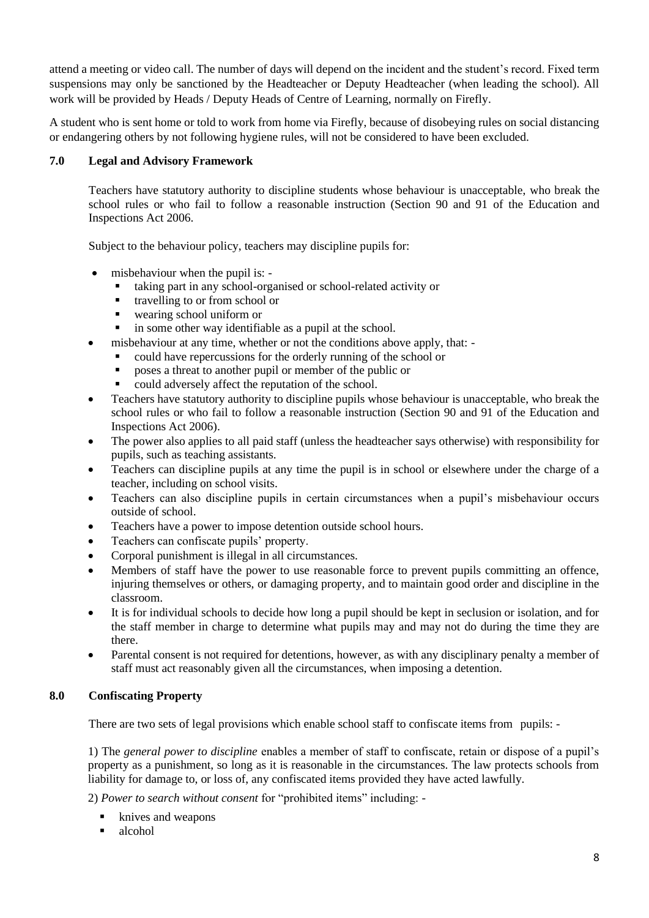attend a meeting or video call. The number of days will depend on the incident and the student's record. Fixed term suspensions may only be sanctioned by the Headteacher or Deputy Headteacher (when leading the school). All work will be provided by Heads / Deputy Heads of Centre of Learning, normally on Firefly.

A student who is sent home or told to work from home via Firefly, because of disobeying rules on social distancing or endangering others by not following hygiene rules, will not be considered to have been excluded.

## 7.0 Legal and Advisory Framework

Teachers have statutory authority to discipline students whose behaviour is unacceptable, who break the school rules or who fail to follow a reasonable instruction (Section 90 and 91 of the Education and Inspections Act 2006.

Subject to the behaviour policy, teachers may discipline pupils for:

- misbehaviour when the pupil is: -
  - taking part in any school-organised or school-related activity or
  - travelling to or from school or
  - wearing school uniform or
  - in some other way identifiable as a pupil at the school.
- misbehaviour at any time, whether or not the conditions above apply, that: -
  - could have repercussions for the orderly running of the school or
  - poses a threat to another pupil or member of the public or
  - could adversely affect the reputation of the school.
- Teachers have statutory authority to discipline pupils whose behaviour is unacceptable, who break the school rules or who fail to follow a reasonable instruction (Section 90 and 91 of the Education and Inspections Act 2006).
- The power also applies to all paid staff (unless the headteacher says otherwise) with responsibility for pupils, such as teaching assistants.
- Teachers can discipline pupils at any time the pupil is in school or elsewhere under the charge of a teacher, including on school visits.
- Teachers can also discipline pupils in certain circumstances when a pupil's misbehaviour occurs outside of school.
- Teachers have a power to impose detention outside school hours.
- Teachers can confiscate pupils' property.
- Corporal punishment is illegal in all circumstances.
- Members of staff have the power to use reasonable force to prevent pupils committing an offence, injuring themselves or others, or damaging property, and to maintain good order and discipline in the classroom.
- It is for individual schools to decide how long a pupil should be kept in seclusion or isolation, and for the staff member in charge to determine what pupils may and may not do during the time they are there.
- Parental consent is not required for detentions, however, as with any disciplinary penalty a member of staff must act reasonably given all the circumstances, when imposing a detention.

## 8.0 Confiscating Property

There are two sets of legal provisions which enable school staff to confiscate items from pupils: -

1) The *general power to discipline* enables a member of staff to confiscate, retain or dispose of a pupil's property as a punishment, so long as it is reasonable in the circumstances. The law protects schools from liability for damage to, or loss of, any confiscated items provided they have acted lawfully.

2) *Power to search without consent* for "prohibited items" including: -

- knives and weapons
- alcohol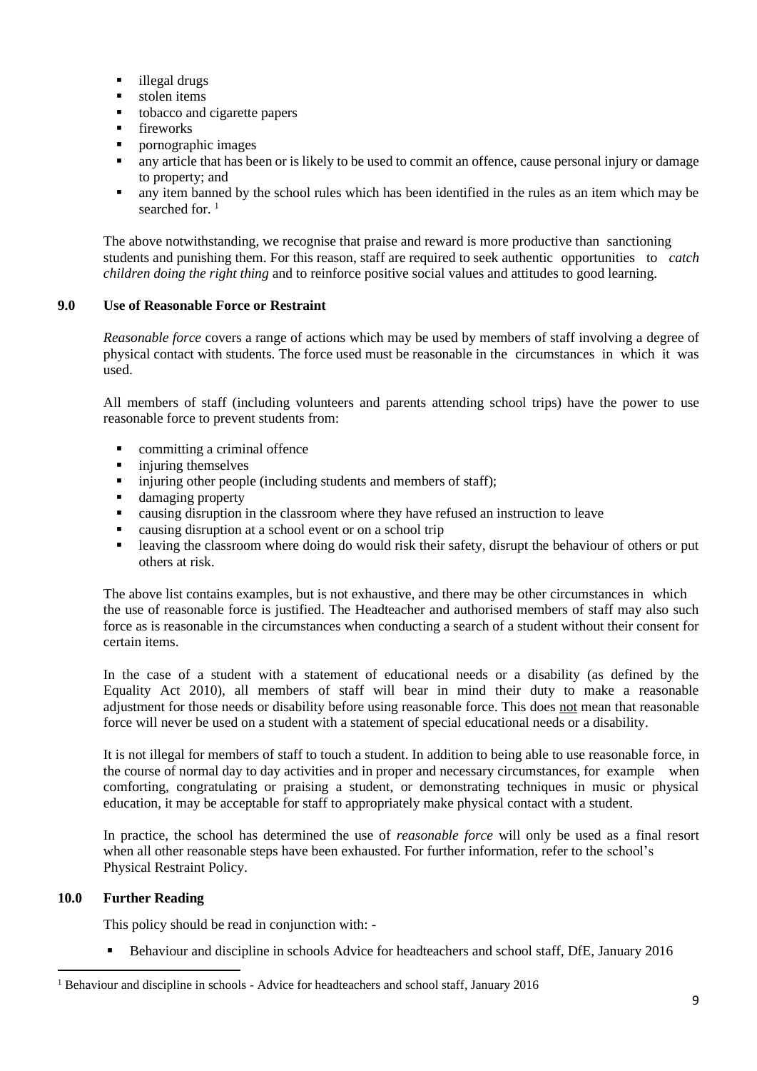- illegal drugs
- stolen items
- tobacco and cigarette papers
- fireworks
- pornographic images
- any article that has been or is likely to be used to commit an offence, cause personal injury or damage to property; and
- any item banned by the school rules which has been identified in the rules as an item which may be searched for. [1]

The above notwithstanding, we recognise that praise and reward is more productive than sanctioning students and punishing them. For this reason, staff are required to seek authentic opportunities to *catch children doing the right thing* and to reinforce positive social values and attitudes to good learning.

## 9.0 Use of Reasonable Force or Restraint

*Reasonable force* covers a range of actions which may be used by members of staff involving a degree of physical contact with students. The force used must be reasonable in the circumstances in which it was used.

All members of staff (including volunteers and parents attending school trips) have the power to use reasonable force to prevent students from:

- committing a criminal offence
- injuring themselves
- injuring other people (including students and members of staff);
- damaging property
- causing disruption in the classroom where they have refused an instruction to leave
- causing disruption at a school event or on a school trip
- leaving the classroom where doing do would risk their safety, disrupt the behaviour of others or put others at risk.

The above list contains examples, but is not exhaustive, and there may be other circumstances in which the use of reasonable force is justified. The Headteacher and authorised members of staff may also such force as is reasonable in the circumstances when conducting a search of a student without their consent for certain items.

In the case of a student with a statement of educational needs or a disability (as defined by the Equality Act 2010), all members of staff will bear in mind their duty to make a reasonable adjustment for those needs or disability before using reasonable force. This does <u>not</u> mean that reasonable force will never be used on a student with a statement of special educational needs or a disability.

It is not illegal for members of staff to touch a student. In addition to being able to use reasonable force, in the course of normal day to day activities and in proper and necessary circumstances, for example when comforting, congratulating or praising a student, or demonstrating techniques in music or physical education, it may be acceptable for staff to appropriately make physical contact with a student.

In practice, the school has determined the use of *reasonable force* will only be used as a final resort when all other reasonable steps have been exhausted. For further information, refer to the school's Physical Restraint Policy.

## 10.0 Further Reading

This policy should be read in conjunction with: -

- Behaviour and discipline in schools Advice for headteachers and school staff, DfE, January 2016

---

[1] Behaviour and discipline in schools - Advice for headteachers and school staff, January 2016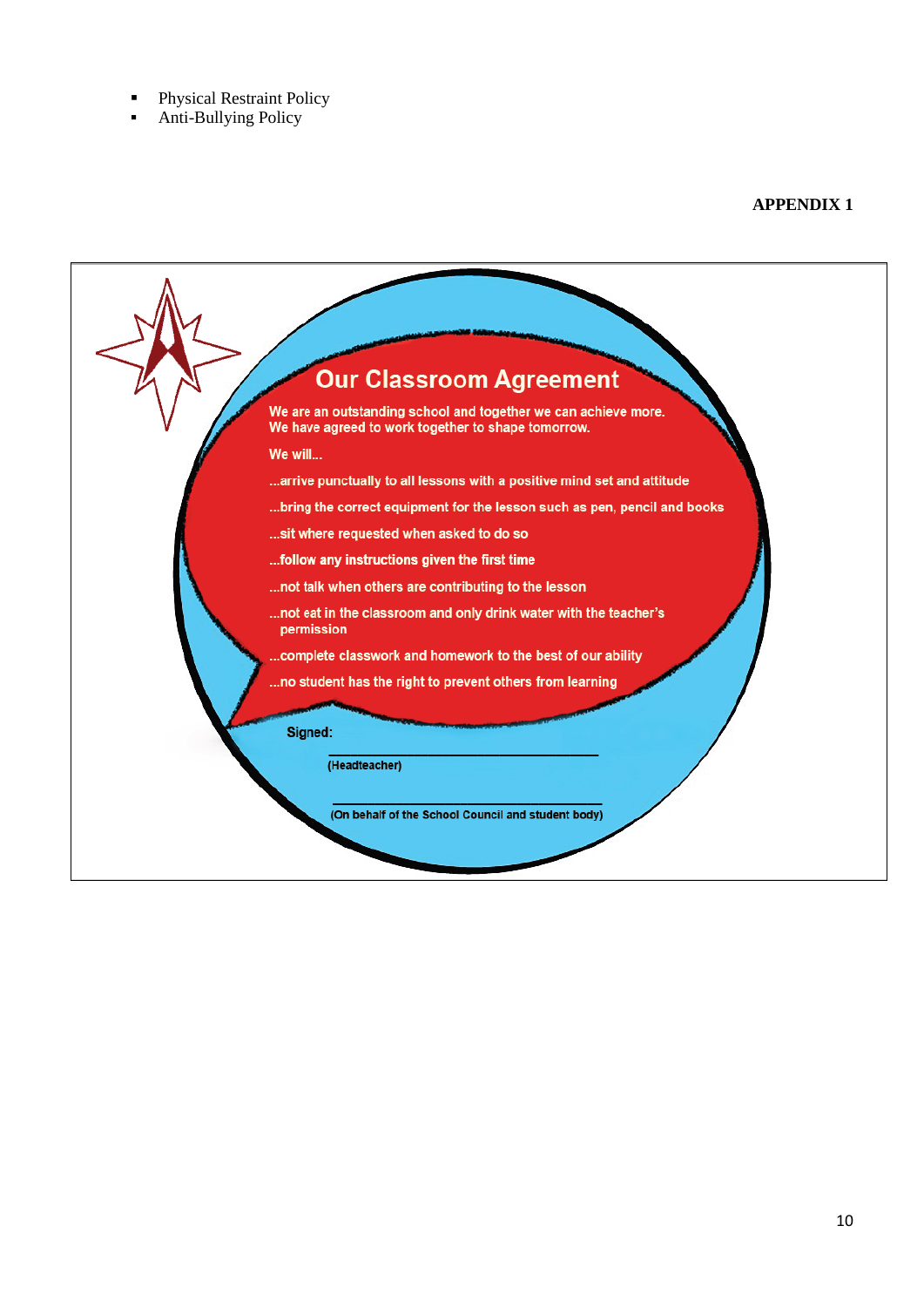- Physical Restraint Policy
- Anti-Bullying Policy

**APPENDIX 1**

## Our Classroom Agreement

We are an outstanding school and together we can achieve more.
We have agreed to work together to shape tomorrow.

We will...

...arrive punctually to all lessons with a positive mind set and attitude

...bring the correct equipment for the lesson such as pen, pencil and books

...sit where requested when asked to do so

...follow any instructions given the first time

...not talk when others are contributing to the lesson

...not eat in the classroom and only drink water with the teacher's permission

...complete classwork and homework to the best of our ability

...no student has the right to prevent others from learning

Signed:

\_\_\_\_\_\_\_\_\_\_\_\_\_\_\_\_\_\_\_\_\_\_\_\_\_\_\_\_\_\_\_\_\_\_\_\_\_\_\_\_
(Headteacher)

\_\_\_\_\_\_\_\_\_\_\_\_\_\_\_\_\_\_\_\_\_\_\_\_\_\_\_\_\_\_\_\_\_\_\_\_\_\_\_\_
(On behalf of the School Council and student body)